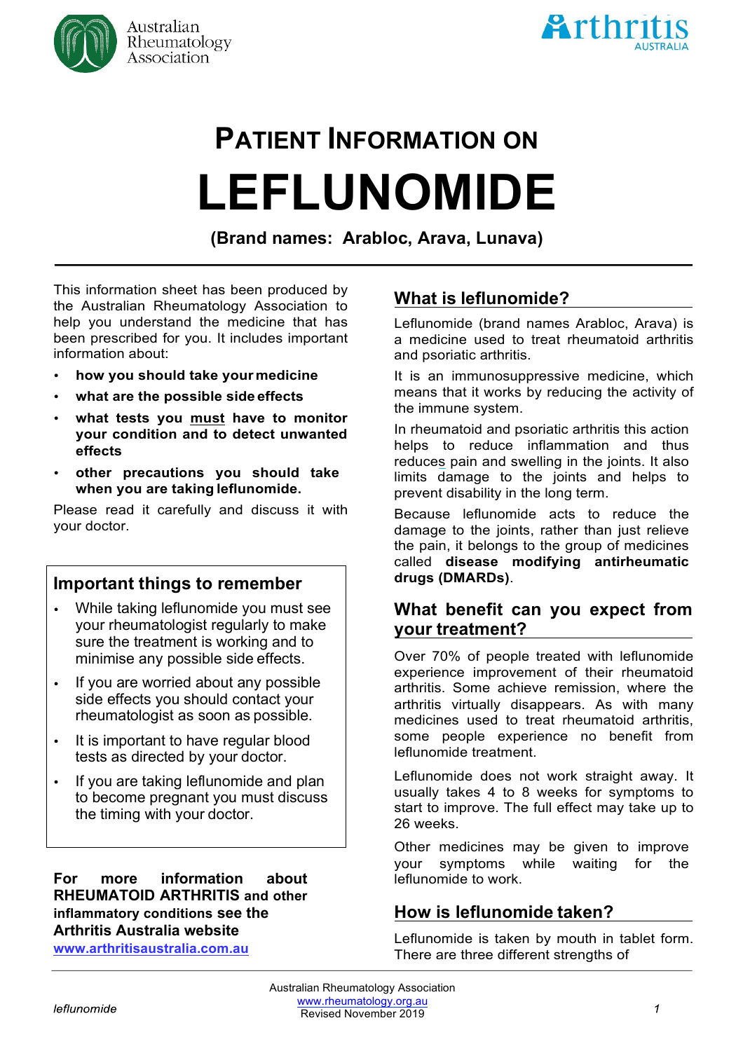# PATIENT INFORMATION ON LEFLUNOMIDE

**(Brand names: Arabloc, Arava, Lunava)**

This information sheet has been produced by the Australian Rheumatology Association to help you understand the medicine that has been prescribed for you. It includes important information about:

- **how you should take your medicine**
- **what are the possible side effects**
- **what tests you must have to monitor your condition and to detect unwanted effects**
- **other precautions you should take when you are taking leflunomide.**

Please read it carefully and discuss it with your doctor.

## Important things to remember

- While taking leflunomide you must see your rheumatologist regularly to make sure the treatment is working and to minimise any possible side effects.
- If you are worried about any possible side effects you should contact your rheumatologist as soon as possible.
- It is important to have regular blood tests as directed by your doctor.
- If you are taking leflunomide and plan to become pregnant you must discuss the timing with your doctor.

**For more information about RHEUMATOID ARTHRITIS and other inflammatory conditions see the Arthritis Australia website [www.arthritisaustralia.com.au](http://www.arthritisaustralia.com.au)**

## What is leflunomide?

Leflunomide (brand names Arabloc, Arava) is a medicine used to treat rheumatoid arthritis and psoriatic arthritis.

It is an immunosuppressive medicine, which means that it works by reducing the activity of the immune system.

In rheumatoid and psoriatic arthritis this action helps to reduce inflammation and thus reduces pain and swelling in the joints. It also limits damage to the joints and helps to prevent disability in the long term.

Because leflunomide acts to reduce the damage to the joints, rather than just relieve the pain, it belongs to the group of medicines called **disease modifying antirheumatic drugs (DMARDs)**.

## What benefit can you expect from your treatment?

Over 70% of people treated with leflunomide experience improvement of their rheumatoid arthritis. Some achieve remission, where the arthritis virtually disappears. As with many medicines used to treat rheumatoid arthritis, some people experience no benefit from leflunomide treatment.

Leflunomide does not work straight away. It usually takes 4 to 8 weeks for symptoms to start to improve. The full effect may take up to 26 weeks.

Other medicines may be given to improve your symptoms while waiting for the leflunomide to work.

## How is leflunomide taken?

Leflunomide is taken by mouth in tablet form. There are three different strengths of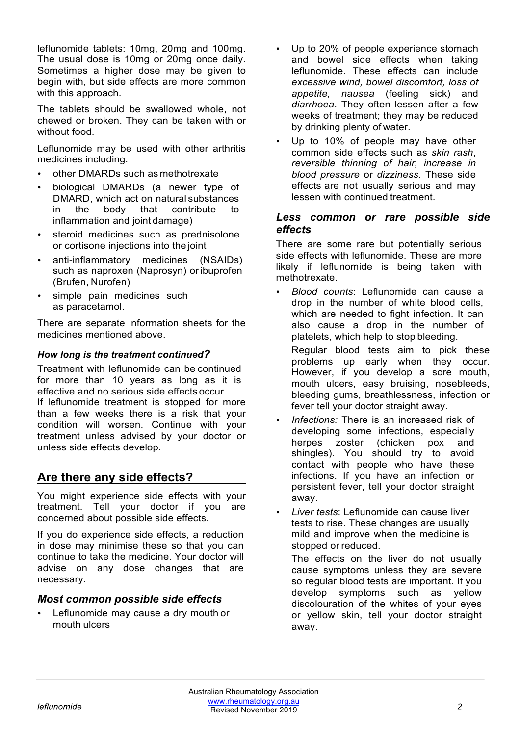leflunomide tablets: 10mg, 20mg and 100mg. The usual dose is 10mg or 20mg once daily. Sometimes a higher dose may be given to begin with, but side effects are more common with this approach.

The tablets should be swallowed whole, not chewed or broken. They can be taken with or without food.

Leflunomide may be used with other arthritis medicines including:

- other DMARDs such as methotrexate
- biological DMARDs (a newer type of DMARD, which act on natural substances in the body that contribute to inflammation and joint damage)
- steroid medicines such as prednisolone or cortisone injections into the joint
- anti-inflammatory medicines (NSAIDs) such as naproxen (Naprosyn) or ibuprofen (Brufen, Nurofen)
- simple pain medicines such as paracetamol.

There are separate information sheets for the medicines mentioned above.

#### *How long is the treatment continued?*

Treatment with leflunomide can be continued for more than 10 years as long as it is effective and no serious side effects occur.
If leflunomide treatment is stopped for more than a few weeks there is a risk that your condition will worsen. Continue with your treatment unless advised by your doctor or unless side effects develop.

## Are there any side effects?

You might experience side effects with your treatment. Tell your doctor if you are concerned about possible side effects.

If you do experience side effects, a reduction in dose may minimise these so that you can continue to take the medicine. Your doctor will advise on any dose changes that are necessary.

### *Most common possible side effects*

- Leflunomide may cause a dry mouth or mouth ulcers
- Up to 20% of people experience stomach and bowel side effects when taking leflunomide. These effects can include *excessive wind, bowel discomfort, loss of appetite, nausea* (feeling sick) and *diarrhoea*. They often lessen after a few weeks of treatment; they may be reduced by drinking plenty of water.
- Up to 10% of people may have other common side effects such as *skin rash*, *reversible thinning of hair, increase in blood pressure* or *dizziness*. These side effects are not usually serious and may lessen with continued treatment.

### *Less common or rare possible side effects*

There are some rare but potentially serious side effects with leflunomide. These are more likely if leflunomide is being taken with methotrexate.

- *Blood counts*: Leflunomide can cause a drop in the number of white blood cells, which are needed to fight infection. It can also cause a drop in the number of platelets, which help to stop bleeding.

  Regular blood tests aim to pick these problems up early when they occur. However, if you develop a sore mouth, mouth ulcers, easy bruising, nosebleeds, bleeding gums, breathlessness, infection or fever tell your doctor straight away.
- *Infections:* There is an increased risk of developing some infections, especially herpes zoster (chicken pox and shingles). You should try to avoid contact with people who have these infections. If you have an infection or persistent fever, tell your doctor straight away.
- *Liver tests*: Leflunomide can cause liver tests to rise. These changes are usually mild and improve when the medicine is stopped or reduced.

  The effects on the liver do not usually cause symptoms unless they are severe so regular blood tests are important. If you develop symptoms such as yellow discolouration of the whites of your eyes or yellow skin, tell your doctor straight away.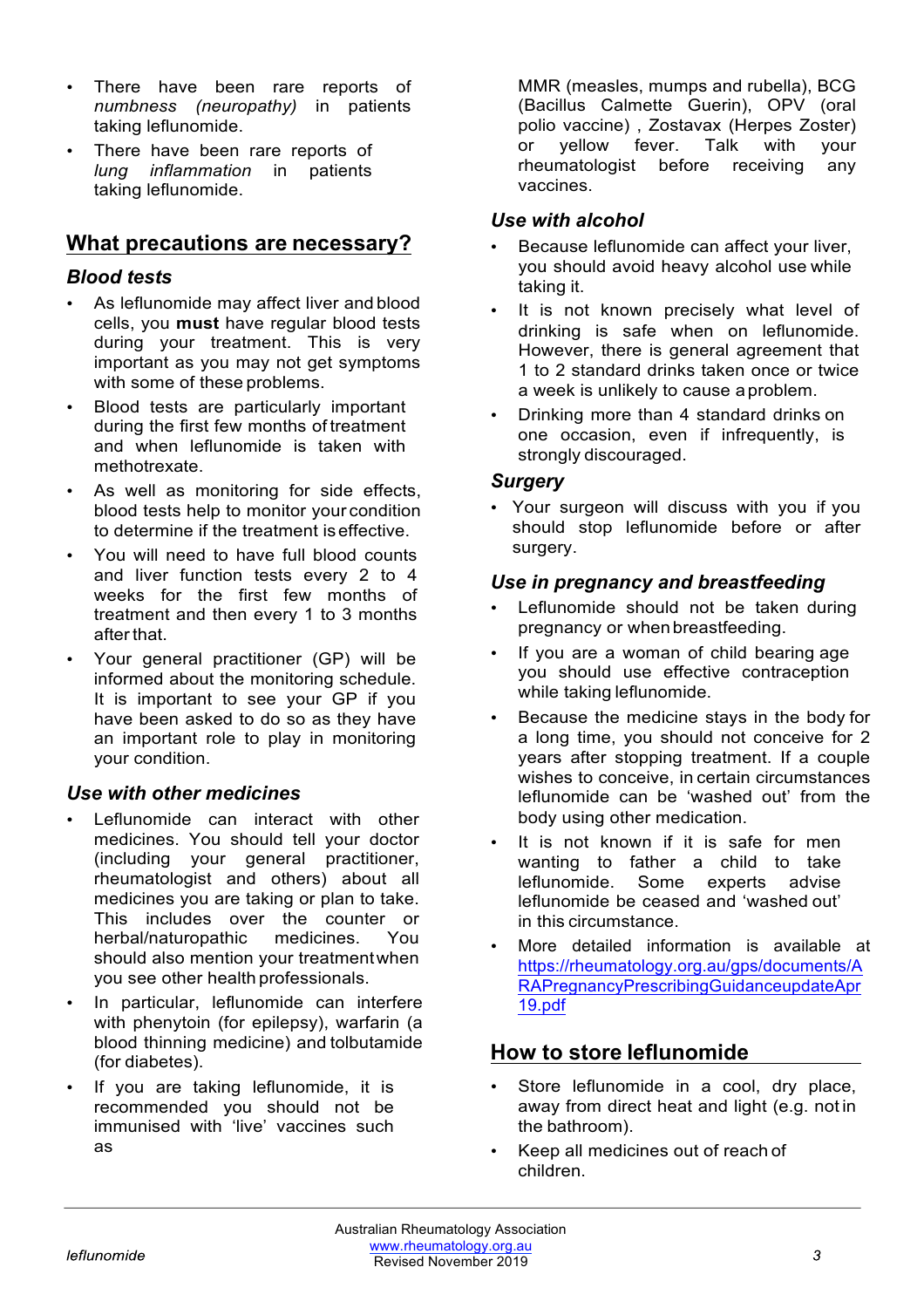- There have been rare reports of *numbness (neuropathy)* in patients taking leflunomide.
- There have been rare reports of *lung inflammation* in patients taking leflunomide.

## What precautions are necessary?

### *Blood tests*

- As leflunomide may affect liver and blood cells, you **must** have regular blood tests during your treatment. This is very important as you may not get symptoms with some of these problems.
- Blood tests are particularly important during the first few months of treatment and when leflunomide is taken with methotrexate.
- As well as monitoring for side effects, blood tests help to monitor your condition to determine if the treatment is effective.
- You will need to have full blood counts and liver function tests every 2 to 4 weeks for the first few months of treatment and then every 1 to 3 months after that.
- Your general practitioner (GP) will be informed about the monitoring schedule. It is important to see your GP if you have been asked to do so as they have an important role to play in monitoring your condition.

### *Use with other medicines*

- Leflunomide can interact with other medicines. You should tell your doctor (including your general practitioner, rheumatologist and others) about all medicines you are taking or plan to take. This includes over the counter or herbal/naturopathic medicines. You should also mention your treatment when you see other health professionals.
- In particular, leflunomide can interfere with phenytoin (for epilepsy), warfarin (a blood thinning medicine) and tolbutamide (for diabetes).
- If you are taking leflunomide, it is recommended you should not be immunised with 'live' vaccines such as MMR (measles, mumps and rubella), BCG (Bacillus Calmette Guerin), OPV (oral polio vaccine) , Zostavax (Herpes Zoster) or yellow fever. Talk with your rheumatologist before receiving any vaccines.

### *Use with alcohol*

- Because leflunomide can affect your liver, you should avoid heavy alcohol use while taking it.
- It is not known precisely what level of drinking is safe when on leflunomide. However, there is general agreement that 1 to 2 standard drinks taken once or twice a week is unlikely to cause a problem.
- Drinking more than 4 standard drinks on one occasion, even if infrequently, is strongly discouraged.

### *Surgery*

- Your surgeon will discuss with you if you should stop leflunomide before or after surgery.

### *Use in pregnancy and breastfeeding*

- Leflunomide should not be taken during pregnancy or when breastfeeding.
- If you are a woman of child bearing age you should use effective contraception while taking leflunomide.
- Because the medicine stays in the body for a long time, you should not conceive for 2 years after stopping treatment. If a couple wishes to conceive, in certain circumstances leflunomide can be 'washed out' from the body using other medication.
- It is not known if it is safe for men wanting to father a child to take leflunomide. Some experts advise leflunomide be ceased and 'washed out' in this circumstance.
- More detailed information is available at https://rheumatology.org.au/gps/documents/ARAPregnancyPrescribingGuidanceupdateApr19.pdf

## How to store leflunomide

- Store leflunomide in a cool, dry place, away from direct heat and light (e.g. not in the bathroom).
- Keep all medicines out of reach of children.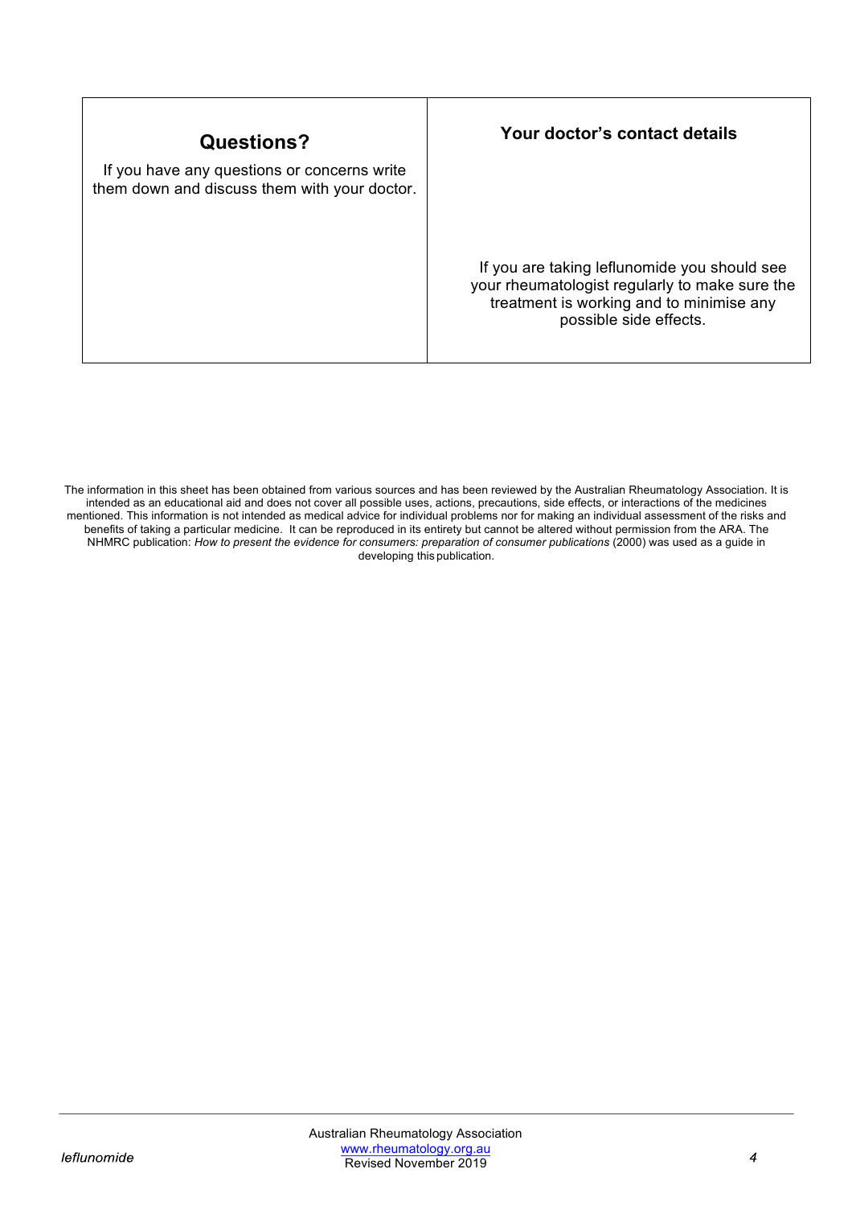| **Questions?**<br>If you have any questions or concerns write them down and discuss them with your doctor. | **Your doctor's contact details**<br><br>If you are taking leflunomide you should see your rheumatologist regularly to make sure the treatment is working and to minimise any possible side effects. |
|---|---|

The information in this sheet has been obtained from various sources and has been reviewed by the Australian Rheumatology Association. It is intended as an educational aid and does not cover all possible uses, actions, precautions, side effects, or interactions of the medicines mentioned. This information is not intended as medical advice for individual problems nor for making an individual assessment of the risks and benefits of taking a particular medicine. It can be reproduced in its entirety but cannot be altered without permission from the ARA. The NHMRC publication: *How to present the evidence for consumers: preparation of consumer publications* (2000) was used as a guide in developing this publication.